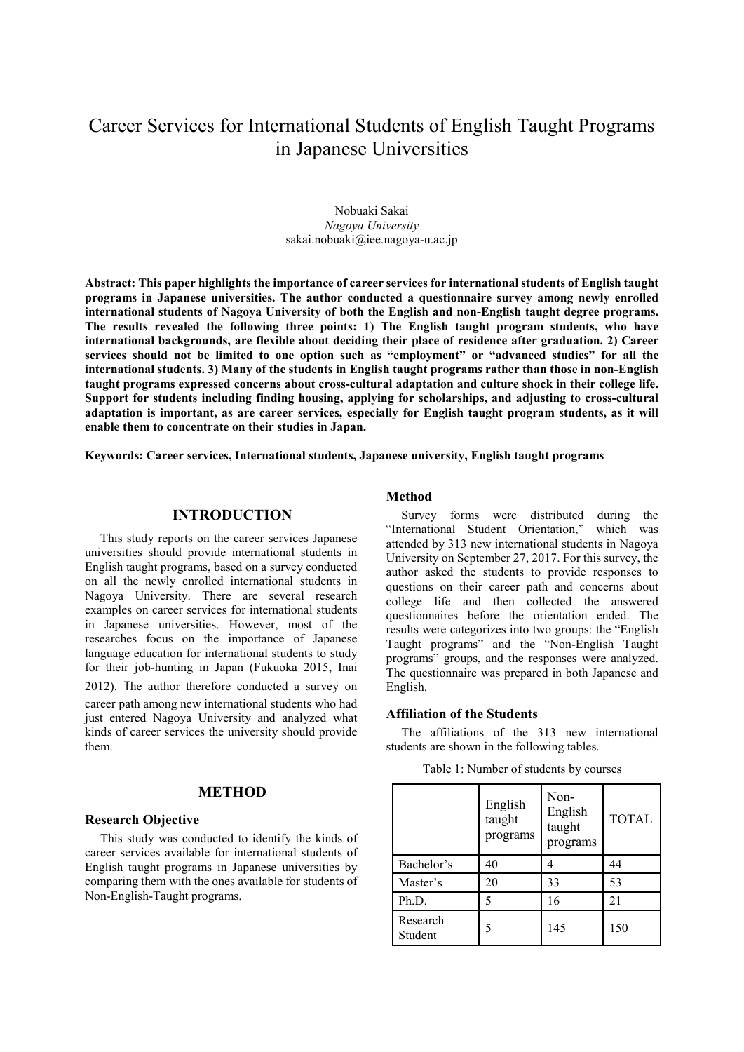# Career Services for International Students of English Taught Programs in Japanese Universities

Nobuaki Sakai
*Nagoya University*
sakai.nobuaki@iee.nagoya-u.ac.jp

**Abstract: This paper highlights the importance of career services for international students of English taught programs in Japanese universities. The author conducted a questionnaire survey among newly enrolled international students of Nagoya University of both the English and non-English taught degree programs. The results revealed the following three points: 1) The English taught program students, who have international backgrounds, are flexible about deciding their place of residence after graduation. 2) Career services should not be limited to one option such as "employment" or "advanced studies" for all the international students. 3) Many of the students in English taught programs rather than those in non-English taught programs expressed concerns about cross-cultural adaptation and culture shock in their college life. Support for students including finding housing, applying for scholarships, and adjusting to cross-cultural adaptation is important, as are career services, especially for English taught program students, as it will enable them to concentrate on their studies in Japan.**

**Keywords: Career services, International students, Japanese university, English taught programs**

## INTRODUCTION

This study reports on the career services Japanese universities should provide international students in English taught programs, based on a survey conducted on all the newly enrolled international students in Nagoya University. There are several research examples on career services for international students in Japanese universities. However, most of the researches focus on the importance of Japanese language education for international students to study for their job-hunting in Japan (Fukuoka 2015, Inai 2012). The author therefore conducted a survey on career path among new international students who had just entered Nagoya University and analyzed what kinds of career services the university should provide them.

## METHOD

### Research Objective

This study was conducted to identify the kinds of career services available for international students of English taught programs in Japanese universities by comparing them with the ones available for students of Non-English-Taught programs.

### Method

Survey forms were distributed during the "International Student Orientation," which was attended by 313 new international students in Nagoya University on September 27, 2017. For this survey, the author asked the students to provide responses to questions on their career path and concerns about college life and then collected the answered questionnaires before the orientation ended. The results were categorizes into two groups: the "English Taught programs" and the "Non-English Taught programs" groups, and the responses were analyzed. The questionnaire was prepared in both Japanese and English.

### Affiliation of the Students

The affiliations of the 313 new international students are shown in the following tables.

Table 1: Number of students by courses

| | English taught programs | Non-English taught programs | TOTAL |
|---|---|---|---|
| Bachelor's | 40 | 4 | 44 |
| Master's | 20 | 33 | 53 |
| Ph.D. | 5 | 16 | 21 |
| Research Student | 5 | 145 | 150 |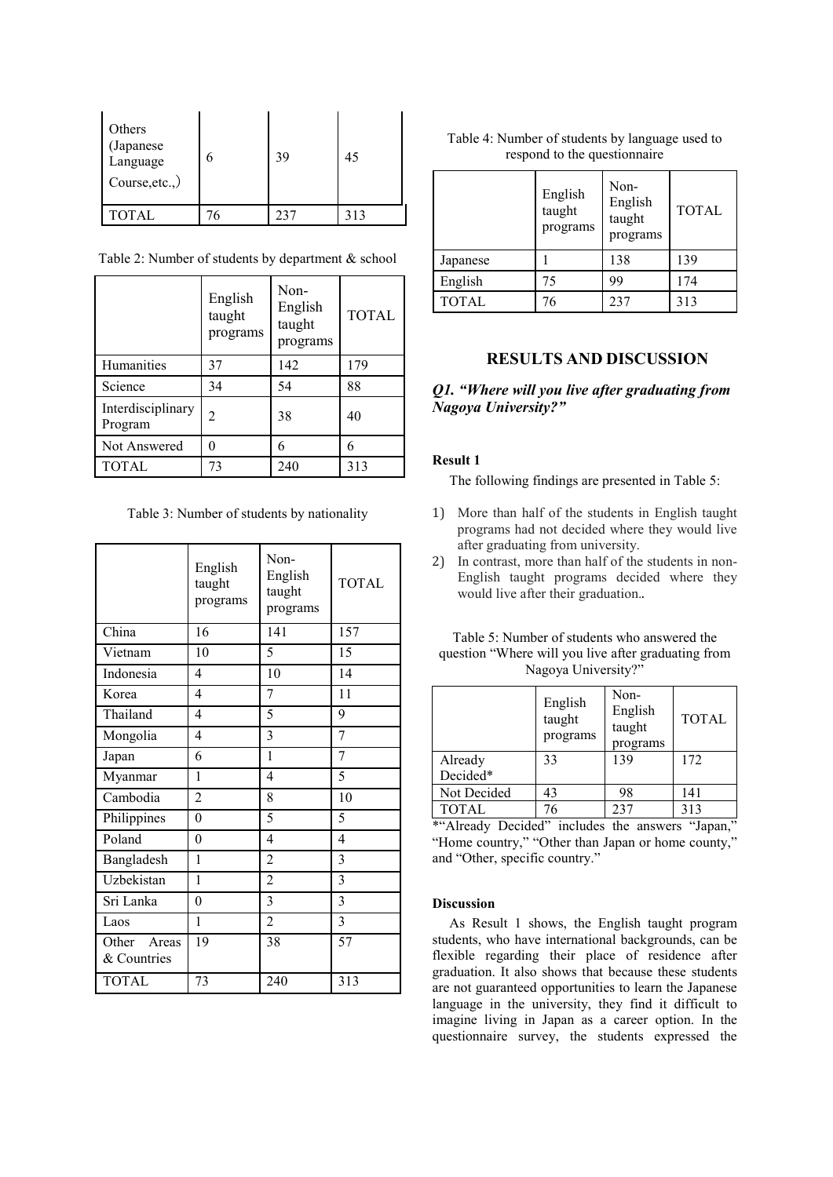| Others (Japanese Language Course,etc.,) | 6 | 39 | 45 |
|---|---|---|---|
| TOTAL | 76 | 237 | 313 |

Table 2: Number of students by department & school

| | English taught programs | Non-English taught programs | TOTAL |
|---|---|---|---|
| Humanities | 37 | 142 | 179 |
| Science | 34 | 54 | 88 |
| Interdisciplinary Program | 2 | 38 | 40 |
| Not Answered | 0 | 6 | 6 |
| TOTAL | 73 | 240 | 313 |

Table 3: Number of students by nationality

| | English taught programs | Non-English taught programs | TOTAL |
|---|---|---|---|
| China | 16 | 141 | 157 |
| Vietnam | 10 | 5 | 15 |
| Indonesia | 4 | 10 | 14 |
| Korea | 4 | 7 | 11 |
| Thailand | 4 | 5 | 9 |
| Mongolia | 4 | 3 | 7 |
| Japan | 6 | 1 | 7 |
| Myanmar | 1 | 4 | 5 |
| Cambodia | 2 | 8 | 10 |
| Philippines | 0 | 5 | 5 |
| Poland | 0 | 4 | 4 |
| Bangladesh | 1 | 2 | 3 |
| Uzbekistan | 1 | 2 | 3 |
| Sri Lanka | 0 | 3 | 3 |
| Laos | 1 | 2 | 3 |
| Other Areas & Countries | 19 | 38 | 57 |
| TOTAL | 73 | 240 | 313 |

Table 4: Number of students by language used to respond to the questionnaire

| | English taught programs | Non-English taught programs | TOTAL |
|---|---|---|---|
| Japanese | 1 | 138 | 139 |
| English | 75 | 99 | 174 |
| TOTAL | 76 | 237 | 313 |

## RESULTS AND DISCUSSION

### *Q1. "Where will you live after graduating from Nagoya University?"*

**Result 1**

The following findings are presented in Table 5:

1) More than half of the students in English taught programs had not decided where they would live after graduating from university.
2) In contrast, more than half of the students in non-English taught programs decided where they would live after their graduation..

Table 5: Number of students who answered the question "Where will you live after graduating from Nagoya University?"

| | English taught programs | Non-English taught programs | TOTAL |
|---|---|---|---|
| Already Decided* | 33 | 139 | 172 |
| Not Decided | 43 | 98 | 141 |
| TOTAL | 76 | 237 | 313 |

*"Already Decided" includes the answers "Japan," "Home country," "Other than Japan or home county," and "Other, specific country."

**Discussion**

As Result 1 shows, the English taught program students, who have international backgrounds, can be flexible regarding their place of residence after graduation. It also shows that because these students are not guaranteed opportunities to learn the Japanese language in the university, they find it difficult to imagine living in Japan as a career option. In the questionnaire survey, the students expressed the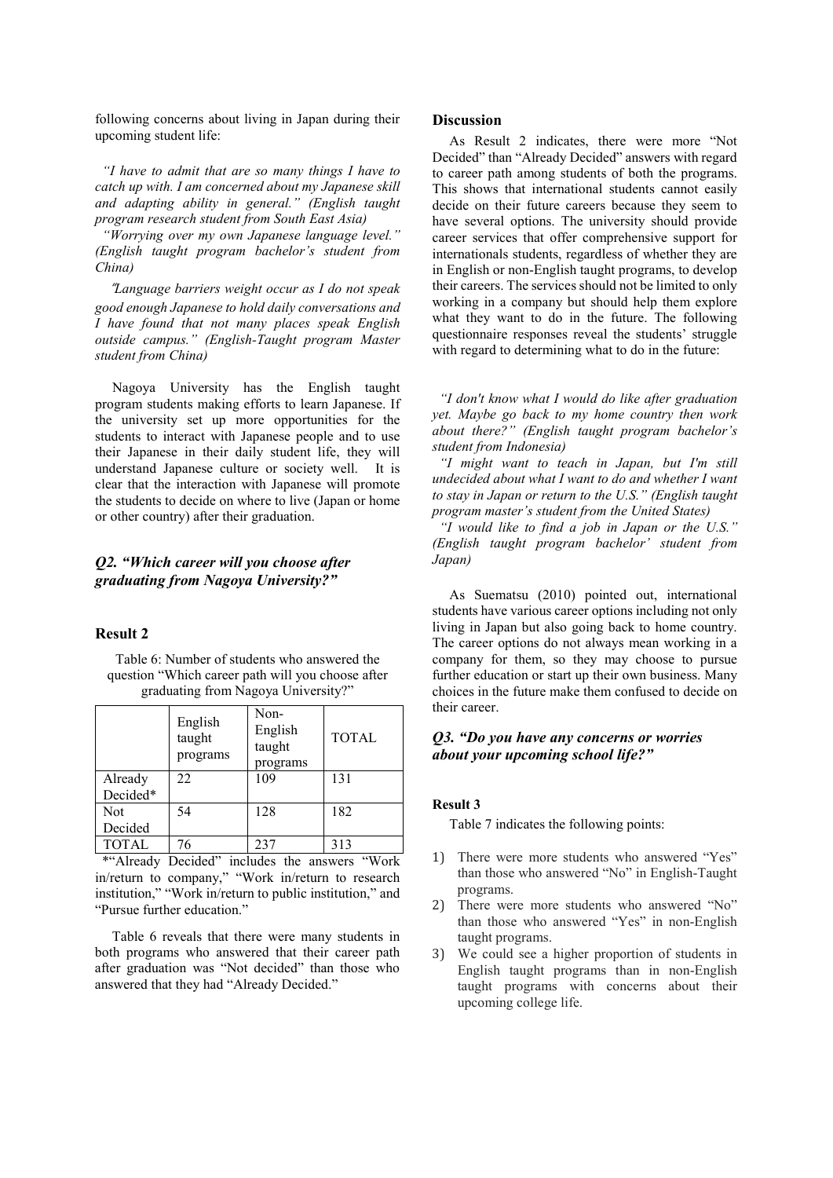following concerns about living in Japan during their upcoming student life:

*"I have to admit that are so many things I have to catch up with. I am concerned about my Japanese skill and adapting ability in general." (English taught program research student from South East Asia)*

*"Worrying over my own Japanese language level." (English taught program bachelor's student from China)*

*"Language barriers weight occur as I do not speak good enough Japanese to hold daily conversations and I have found that not many places speak English outside campus." (English-Taught program Master student from China)*

Nagoya University has the English taught program students making efforts to learn Japanese. If the university set up more opportunities for the students to interact with Japanese people and to use their Japanese in their daily student life, they will understand Japanese culture or society well. It is clear that the interaction with Japanese will promote the students to decide on where to live (Japan or home or other country) after their graduation.

### *Q2. "Which career will you choose after graduating from Nagoya University?"*

### Result 2

Table 6: Number of students who answered the question "Which career path will you choose after graduating from Nagoya University?"

| | English taught programs | Non-English taught programs | TOTAL |
|---|---|---|---|
| Already Decided* | 22 | 109 | 131 |
| Not Decided | 54 | 128 | 182 |
| TOTAL | 76 | 237 | 313 |

*"Already Decided" includes the answers "Work in/return to company," "Work in/return to research institution," "Work in/return to public institution," and "Pursue further education."

Table 6 reveals that there were many students in both programs who answered that their career path after graduation was "Not decided" than those who answered that they had "Already Decided."

### Discussion

As Result 2 indicates, there were more "Not Decided" than "Already Decided" answers with regard to career path among students of both the programs. This shows that international students cannot easily decide on their future careers because they seem to have several options. The university should provide career services that offer comprehensive support for internationals students, regardless of whether they are in English or non-English taught programs, to develop their careers. The services should not be limited to only working in a company but should help them explore what they want to do in the future. The following questionnaire responses reveal the students' struggle with regard to determining what to do in the future:

*"I don't know what I would do like after graduation yet. Maybe go back to my home country then work about there?" (English taught program bachelor's student from Indonesia)*

*"I might want to teach in Japan, but I'm still undecided about what I want to do and whether I want to stay in Japan or return to the U.S." (English taught program master's student from the United States)*

*"I would like to find a job in Japan or the U.S." (English taught program bachelor' student from Japan)*

As Suematsu (2010) pointed out, international students have various career options including not only living in Japan but also going back to home country. The career options do not always mean working in a company for them, so they may choose to pursue further education or start up their own business. Many choices in the future make them confused to decide on their career.

### *Q3. "Do you have any concerns or worries about your upcoming school life?"*

#### Result 3

Table 7 indicates the following points:

1) There were more students who answered "Yes" than those who answered "No" in English-Taught programs.
2) There were more students who answered "No" than those who answered "Yes" in non-English taught programs.
3) We could see a higher proportion of students in English taught programs than in non-English taught programs with concerns about their upcoming college life.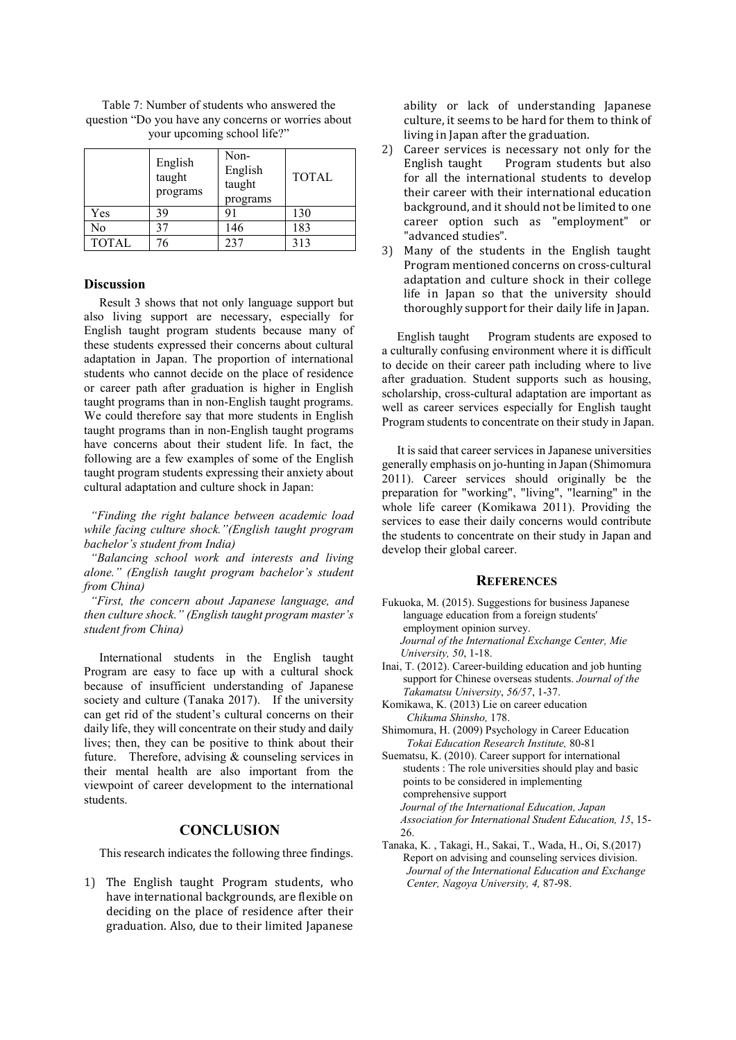Table 7: Number of students who answered the question "Do you have any concerns or worries about your upcoming school life?"

| | English taught programs | Non-English taught programs | TOTAL |
|---|---|---|---|
| Yes | 39 | 91 | 130 |
| No | 37 | 146 | 183 |
| TOTAL | 76 | 237 | 313 |

### Discussion

Result 3 shows that not only language support but also living support are necessary, especially for English taught program students because many of these students expressed their concerns about cultural adaptation in Japan. The proportion of international students who cannot decide on the place of residence or career path after graduation is higher in English taught programs than in non-English taught programs. We could therefore say that more students in English taught programs than in non-English taught programs have concerns about their student life. In fact, the following are a few examples of some of the English taught program students expressing their anxiety about cultural adaptation and culture shock in Japan:

*"Finding the right balance between academic load while facing culture shock."(English taught program bachelor's student from India)*

*"Balancing school work and interests and living alone." (English taught program bachelor's student from China)*

*"First, the concern about Japanese language, and then culture shock." (English taught program master's student from China)*

International students in the English taught Program are easy to face up with a cultural shock because of insufficient understanding of Japanese society and culture (Tanaka 2017). If the university can get rid of the student's cultural concerns on their daily life, they will concentrate on their study and daily lives; then, they can be positive to think about their future. Therefore, advising & counseling services in their mental health are also important from the viewpoint of career development to the international students.

## CONCLUSION

This research indicates the following three findings.

1) The English taught Program students, who have international backgrounds, are flexible on deciding on the place of residence after their graduation. Also, due to their limited Japanese ability or lack of understanding Japanese culture, it seems to be hard for them to think of living in Japan after the graduation.
2) Career services is necessary not only for the English taught Program students but also for all the international students to develop their career with their international education background, and it should not be limited to one career option such as "employment" or "advanced studies".
3) Many of the students in the English taught Program mentioned concerns on cross-cultural adaptation and culture shock in their college life in Japan so that the university should thoroughly support for their daily life in Japan.

English taught Program students are exposed to a culturally confusing environment where it is difficult to decide on their career path including where to live after graduation. Student supports such as housing, scholarship, cross-cultural adaptation are important as well as career services especially for English taught Program students to concentrate on their study in Japan.

It is said that career services in Japanese universities generally emphasis on jo-hunting in Japan (Shimomura 2011). Career services should originally be the preparation for "working", "living", "learning" in the whole life career (Komikawa 2011). Providing the services to ease their daily concerns would contribute the students to concentrate on their study in Japan and develop their global career.

## REFERENCES

Fukuoka, M. (2015). Suggestions for business Japanese language education from a foreign students' employment opinion survey. *Journal of the International Exchange Center, Mie University, 50*, 1-18.

Inai, T. (2012). Career-building education and job hunting support for Chinese overseas students. *Journal of the Takamatsu University*, *56/57*, 1-37.

Komikawa, K. (2013) Lie on career education *Chikuma Shinsho,* 178.

Shimomura, H. (2009) Psychology in Career Education *Tokai Education Research Institute,* 80-81

Suematsu, K. (2010). Career support for international students : The role universities should play and basic points to be considered in implementing comprehensive support *Journal of the International Education, Japan Association for International Student Education, 15*, 15-26.

Tanaka, K. , Takagi, H., Sakai, T., Wada, H., Oi, S.(2017) Report on advising and counseling services division. *Journal of the International Education and Exchange Center, Nagoya University, 4,* 87-98.